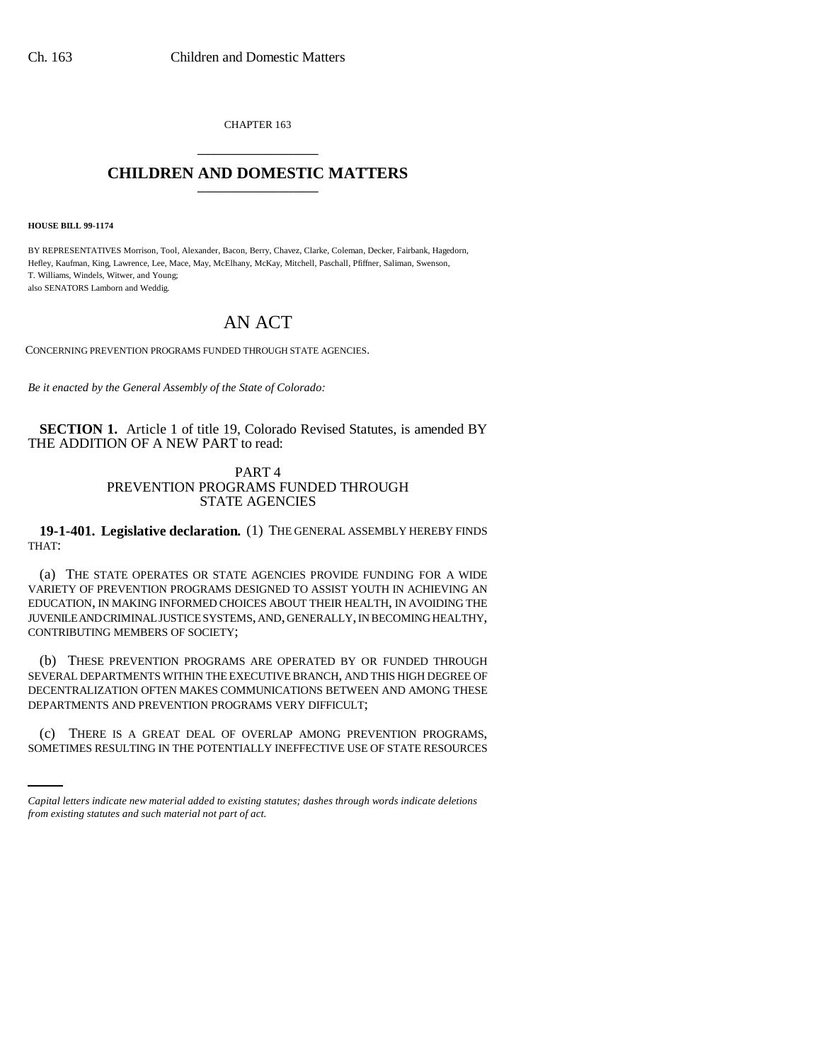CHAPTER 163

# CHILDREN AND DOMESTIC MATTERS

**HOUSE BILL 99-1174**

BY REPRESENTATIVES Morrison, Tool, Alexander, Bacon, Berry, Chavez, Clarke, Coleman, Decker, Fairbank, Hagedorn, Hefley, Kaufman, King, Lawrence, Lee, Mace, May, McElhany, McKay, Mitchell, Paschall, Pfiffner, Saliman, Swenson, T. Williams, Windels, Witwer, and Young;
also SENATORS Lamborn and Weddig.

# AN ACT

CONCERNING PREVENTION PROGRAMS FUNDED THROUGH STATE AGENCIES.

*Be it enacted by the General Assembly of the State of Colorado:*

**SECTION 1.** Article 1 of title 19, Colorado Revised Statutes, is amended BY THE ADDITION OF A NEW PART to read:

PART 4
PREVENTION PROGRAMS FUNDED THROUGH
STATE AGENCIES

**19-1-401. Legislative declaration.** (1) THE GENERAL ASSEMBLY HEREBY FINDS THAT:

(a) THE STATE OPERATES OR STATE AGENCIES PROVIDE FUNDING FOR A WIDE VARIETY OF PREVENTION PROGRAMS DESIGNED TO ASSIST YOUTH IN ACHIEVING AN EDUCATION, IN MAKING INFORMED CHOICES ABOUT THEIR HEALTH, IN AVOIDING THE JUVENILE AND CRIMINAL JUSTICE SYSTEMS, AND, GENERALLY, IN BECOMING HEALTHY, CONTRIBUTING MEMBERS OF SOCIETY;

(b) THESE PREVENTION PROGRAMS ARE OPERATED BY OR FUNDED THROUGH SEVERAL DEPARTMENTS WITHIN THE EXECUTIVE BRANCH, AND THIS HIGH DEGREE OF DECENTRALIZATION OFTEN MAKES COMMUNICATIONS BETWEEN AND AMONG THESE DEPARTMENTS AND PREVENTION PROGRAMS VERY DIFFICULT;

(c) THERE IS A GREAT DEAL OF OVERLAP AMONG PREVENTION PROGRAMS, SOMETIMES RESULTING IN THE POTENTIALLY INEFFECTIVE USE OF STATE RESOURCES

*Capital letters indicate new material added to existing statutes; dashes through words indicate deletions from existing statutes and such material not part of act.*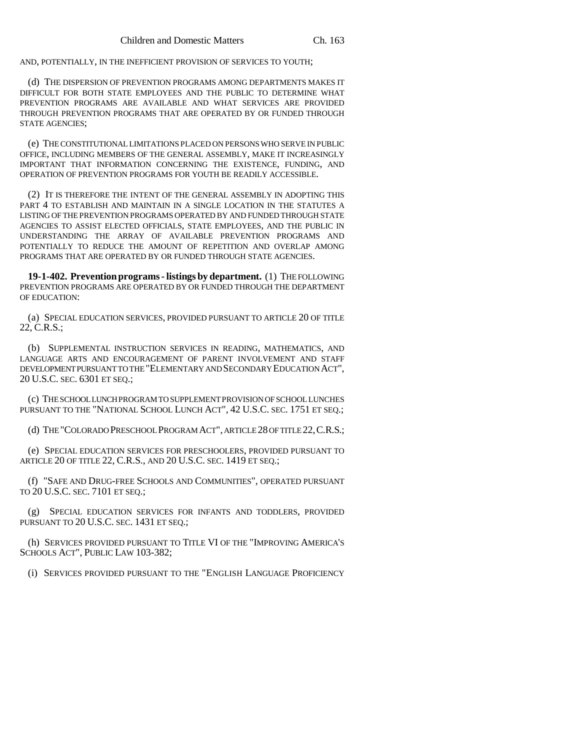AND, POTENTIALLY, IN THE INEFFICIENT PROVISION OF SERVICES TO YOUTH;

(d) THE DISPERSION OF PREVENTION PROGRAMS AMONG DEPARTMENTS MAKES IT DIFFICULT FOR BOTH STATE EMPLOYEES AND THE PUBLIC TO DETERMINE WHAT PREVENTION PROGRAMS ARE AVAILABLE AND WHAT SERVICES ARE PROVIDED THROUGH PREVENTION PROGRAMS THAT ARE OPERATED BY OR FUNDED THROUGH STATE AGENCIES;

(e) THE CONSTITUTIONAL LIMITATIONS PLACED ON PERSONS WHO SERVE IN PUBLIC OFFICE, INCLUDING MEMBERS OF THE GENERAL ASSEMBLY, MAKE IT INCREASINGLY IMPORTANT THAT INFORMATION CONCERNING THE EXISTENCE, FUNDING, AND OPERATION OF PREVENTION PROGRAMS FOR YOUTH BE READILY ACCESSIBLE.

(2) IT IS THEREFORE THE INTENT OF THE GENERAL ASSEMBLY IN ADOPTING THIS PART 4 TO ESTABLISH AND MAINTAIN IN A SINGLE LOCATION IN THE STATUTES A LISTING OF THE PREVENTION PROGRAMS OPERATED BY AND FUNDED THROUGH STATE AGENCIES TO ASSIST ELECTED OFFICIALS, STATE EMPLOYEES, AND THE PUBLIC IN UNDERSTANDING THE ARRAY OF AVAILABLE PREVENTION PROGRAMS AND POTENTIALLY TO REDUCE THE AMOUNT OF REPETITION AND OVERLAP AMONG PROGRAMS THAT ARE OPERATED BY OR FUNDED THROUGH STATE AGENCIES.

**19-1-402. Prevention programs - listings by department.** (1) THE FOLLOWING PREVENTION PROGRAMS ARE OPERATED BY OR FUNDED THROUGH THE DEPARTMENT OF EDUCATION:

(a) SPECIAL EDUCATION SERVICES, PROVIDED PURSUANT TO ARTICLE 20 OF TITLE 22, C.R.S.;

(b) SUPPLEMENTAL INSTRUCTION SERVICES IN READING, MATHEMATICS, AND LANGUAGE ARTS AND ENCOURAGEMENT OF PARENT INVOLVEMENT AND STAFF DEVELOPMENT PURSUANT TO THE "ELEMENTARY AND SECONDARY EDUCATION ACT", 20 U.S.C. SEC. 6301 ET SEQ.;

(c) THE SCHOOL LUNCH PROGRAM TO SUPPLEMENT PROVISION OF SCHOOL LUNCHES PURSUANT TO THE "NATIONAL SCHOOL LUNCH ACT", 42 U.S.C. SEC. 1751 ET SEQ.;

(d) THE "COLORADO PRESCHOOL PROGRAM ACT", ARTICLE 28 OF TITLE 22, C.R.S.;

(e) SPECIAL EDUCATION SERVICES FOR PRESCHOOLERS, PROVIDED PURSUANT TO ARTICLE 20 OF TITLE 22, C.R.S., AND 20 U.S.C. SEC. 1419 ET SEQ.;

(f) "SAFE AND DRUG-FREE SCHOOLS AND COMMUNITIES", OPERATED PURSUANT TO 20 U.S.C. SEC. 7101 ET SEQ.;

(g) SPECIAL EDUCATION SERVICES FOR INFANTS AND TODDLERS, PROVIDED PURSUANT TO 20 U.S.C. SEC. 1431 ET SEQ.;

(h) SERVICES PROVIDED PURSUANT TO TITLE VI OF THE "IMPROVING AMERICA'S SCHOOLS ACT", PUBLIC LAW 103-382;

(i) SERVICES PROVIDED PURSUANT TO THE "ENGLISH LANGUAGE PROFICIENCY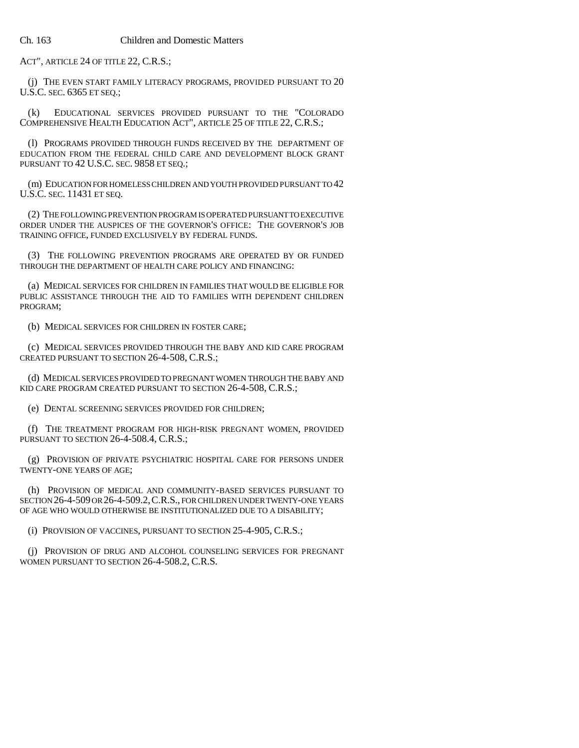ACT", ARTICLE 24 OF TITLE 22, C.R.S.;

(j) THE EVEN START FAMILY LITERACY PROGRAMS, PROVIDED PURSUANT TO 20 U.S.C. SEC. 6365 ET SEQ.;

(k) EDUCATIONAL SERVICES PROVIDED PURSUANT TO THE "COLORADO COMPREHENSIVE HEALTH EDUCATION ACT", ARTICLE 25 OF TITLE 22, C.R.S.;

(l) PROGRAMS PROVIDED THROUGH FUNDS RECEIVED BY THE DEPARTMENT OF EDUCATION FROM THE FEDERAL CHILD CARE AND DEVELOPMENT BLOCK GRANT PURSUANT TO 42 U.S.C. SEC. 9858 ET SEQ.;

(m) EDUCATION FOR HOMELESS CHILDREN AND YOUTH PROVIDED PURSUANT TO 42 U.S.C. SEC. 11431 ET SEQ.

(2) THE FOLLOWING PREVENTION PROGRAM IS OPERATED PURSUANT TO EXECUTIVE ORDER UNDER THE AUSPICES OF THE GOVERNOR'S OFFICE: THE GOVERNOR'S JOB TRAINING OFFICE, FUNDED EXCLUSIVELY BY FEDERAL FUNDS.

(3) THE FOLLOWING PREVENTION PROGRAMS ARE OPERATED BY OR FUNDED THROUGH THE DEPARTMENT OF HEALTH CARE POLICY AND FINANCING:

(a) MEDICAL SERVICES FOR CHILDREN IN FAMILIES THAT WOULD BE ELIGIBLE FOR PUBLIC ASSISTANCE THROUGH THE AID TO FAMILIES WITH DEPENDENT CHILDREN PROGRAM;

(b) MEDICAL SERVICES FOR CHILDREN IN FOSTER CARE;

(c) MEDICAL SERVICES PROVIDED THROUGH THE BABY AND KID CARE PROGRAM CREATED PURSUANT TO SECTION 26-4-508, C.R.S.;

(d) MEDICAL SERVICES PROVIDED TO PREGNANT WOMEN THROUGH THE BABY AND KID CARE PROGRAM CREATED PURSUANT TO SECTION 26-4-508, C.R.S.;

(e) DENTAL SCREENING SERVICES PROVIDED FOR CHILDREN;

(f) THE TREATMENT PROGRAM FOR HIGH-RISK PREGNANT WOMEN, PROVIDED PURSUANT TO SECTION 26-4-508.4, C.R.S.;

(g) PROVISION OF PRIVATE PSYCHIATRIC HOSPITAL CARE FOR PERSONS UNDER TWENTY-ONE YEARS OF AGE;

(h) PROVISION OF MEDICAL AND COMMUNITY-BASED SERVICES PURSUANT TO SECTION 26-4-509 OR 26-4-509.2, C.R.S., FOR CHILDREN UNDER TWENTY-ONE YEARS OF AGE WHO WOULD OTHERWISE BE INSTITUTIONALIZED DUE TO A DISABILITY;

(i) PROVISION OF VACCINES, PURSUANT TO SECTION 25-4-905, C.R.S.;

(j) PROVISION OF DRUG AND ALCOHOL COUNSELING SERVICES FOR PREGNANT WOMEN PURSUANT TO SECTION 26-4-508.2, C.R.S.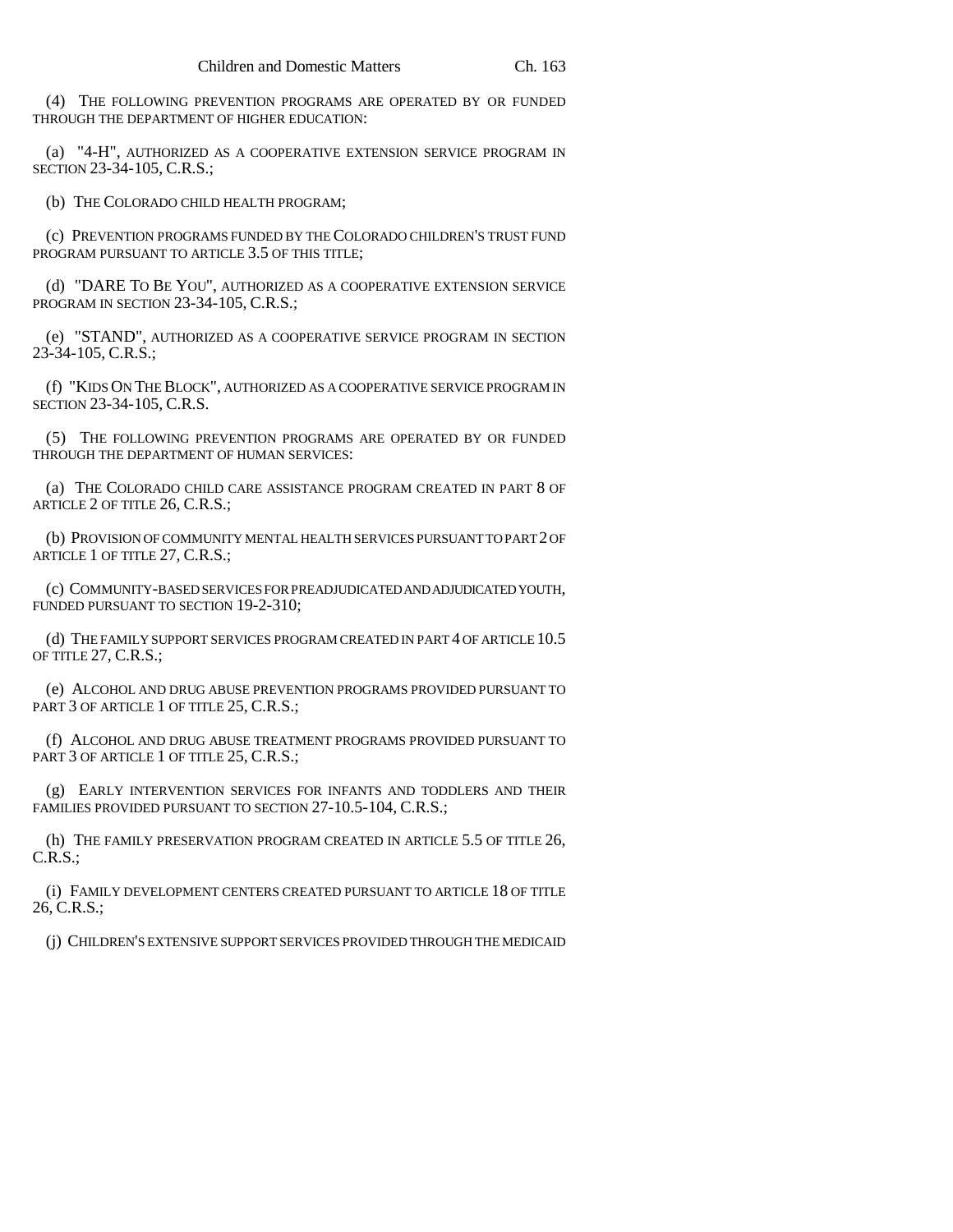(4) THE FOLLOWING PREVENTION PROGRAMS ARE OPERATED BY OR FUNDED THROUGH THE DEPARTMENT OF HIGHER EDUCATION:

(a) "4-H", AUTHORIZED AS A COOPERATIVE EXTENSION SERVICE PROGRAM IN SECTION 23-34-105, C.R.S.;

(b) THE COLORADO CHILD HEALTH PROGRAM;

(c) PREVENTION PROGRAMS FUNDED BY THE COLORADO CHILDREN'S TRUST FUND PROGRAM PURSUANT TO ARTICLE 3.5 OF THIS TITLE;

(d) "DARE TO BE YOU", AUTHORIZED AS A COOPERATIVE EXTENSION SERVICE PROGRAM IN SECTION 23-34-105, C.R.S.;

(e) "STAND", AUTHORIZED AS A COOPERATIVE SERVICE PROGRAM IN SECTION 23-34-105, C.R.S.;

(f) "KIDS ON THE BLOCK", AUTHORIZED AS A COOPERATIVE SERVICE PROGRAM IN SECTION 23-34-105, C.R.S.

(5) THE FOLLOWING PREVENTION PROGRAMS ARE OPERATED BY OR FUNDED THROUGH THE DEPARTMENT OF HUMAN SERVICES:

(a) THE COLORADO CHILD CARE ASSISTANCE PROGRAM CREATED IN PART 8 OF ARTICLE 2 OF TITLE 26, C.R.S.;

(b) PROVISION OF COMMUNITY MENTAL HEALTH SERVICES PURSUANT TO PART 2 OF ARTICLE 1 OF TITLE 27, C.R.S.;

(c) COMMUNITY-BASED SERVICES FOR PREADJUDICATED AND ADJUDICATED YOUTH, FUNDED PURSUANT TO SECTION 19-2-310;

(d) THE FAMILY SUPPORT SERVICES PROGRAM CREATED IN PART 4 OF ARTICLE 10.5 OF TITLE 27, C.R.S.;

(e) ALCOHOL AND DRUG ABUSE PREVENTION PROGRAMS PROVIDED PURSUANT TO PART 3 OF ARTICLE 1 OF TITLE 25, C.R.S.;

(f) ALCOHOL AND DRUG ABUSE TREATMENT PROGRAMS PROVIDED PURSUANT TO PART 3 OF ARTICLE 1 OF TITLE 25, C.R.S.;

(g) EARLY INTERVENTION SERVICES FOR INFANTS AND TODDLERS AND THEIR FAMILIES PROVIDED PURSUANT TO SECTION 27-10.5-104, C.R.S.;

(h) THE FAMILY PRESERVATION PROGRAM CREATED IN ARTICLE 5.5 OF TITLE 26, C.R.S.;

(i) FAMILY DEVELOPMENT CENTERS CREATED PURSUANT TO ARTICLE 18 OF TITLE 26, C.R.S.;

(j) CHILDREN'S EXTENSIVE SUPPORT SERVICES PROVIDED THROUGH THE MEDICAID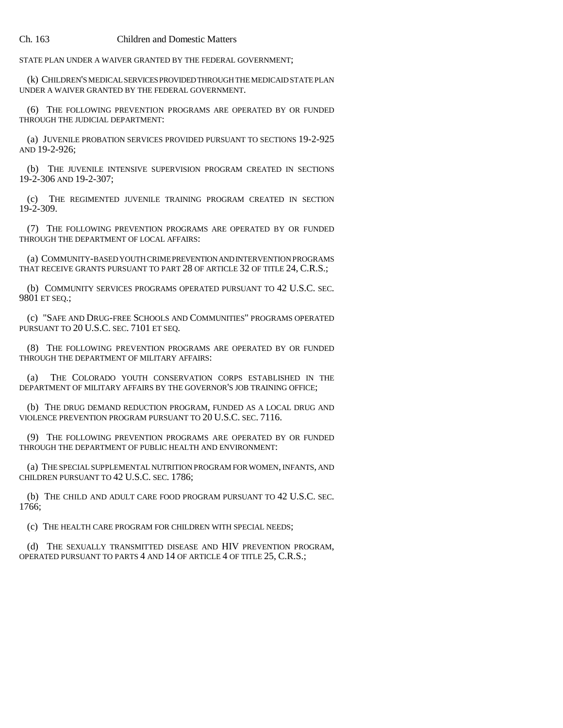STATE PLAN UNDER A WAIVER GRANTED BY THE FEDERAL GOVERNMENT;

(k) CHILDREN'S MEDICAL SERVICES PROVIDED THROUGH THE MEDICAID STATE PLAN UNDER A WAIVER GRANTED BY THE FEDERAL GOVERNMENT.

(6) THE FOLLOWING PREVENTION PROGRAMS ARE OPERATED BY OR FUNDED THROUGH THE JUDICIAL DEPARTMENT:

(a) JUVENILE PROBATION SERVICES PROVIDED PURSUANT TO SECTIONS 19-2-925 AND 19-2-926;

(b) THE JUVENILE INTENSIVE SUPERVISION PROGRAM CREATED IN SECTIONS 19-2-306 AND 19-2-307;

(c) THE REGIMENTED JUVENILE TRAINING PROGRAM CREATED IN SECTION 19-2-309.

(7) THE FOLLOWING PREVENTION PROGRAMS ARE OPERATED BY OR FUNDED THROUGH THE DEPARTMENT OF LOCAL AFFAIRS:

(a) COMMUNITY-BASED YOUTH CRIME PREVENTION AND INTERVENTION PROGRAMS THAT RECEIVE GRANTS PURSUANT TO PART 28 OF ARTICLE 32 OF TITLE 24, C.R.S.;

(b) COMMUNITY SERVICES PROGRAMS OPERATED PURSUANT TO 42 U.S.C. SEC. 9801 ET SEQ.;

(c) "SAFE AND DRUG-FREE SCHOOLS AND COMMUNITIES" PROGRAMS OPERATED PURSUANT TO 20 U.S.C. SEC. 7101 ET SEQ.

(8) THE FOLLOWING PREVENTION PROGRAMS ARE OPERATED BY OR FUNDED THROUGH THE DEPARTMENT OF MILITARY AFFAIRS:

(a) THE COLORADO YOUTH CONSERVATION CORPS ESTABLISHED IN THE DEPARTMENT OF MILITARY AFFAIRS BY THE GOVERNOR'S JOB TRAINING OFFICE;

(b) THE DRUG DEMAND REDUCTION PROGRAM, FUNDED AS A LOCAL DRUG AND VIOLENCE PREVENTION PROGRAM PURSUANT TO 20 U.S.C. SEC. 7116.

(9) THE FOLLOWING PREVENTION PROGRAMS ARE OPERATED BY OR FUNDED THROUGH THE DEPARTMENT OF PUBLIC HEALTH AND ENVIRONMENT:

(a) THE SPECIAL SUPPLEMENTAL NUTRITION PROGRAM FOR WOMEN, INFANTS, AND CHILDREN PURSUANT TO 42 U.S.C. SEC. 1786;

(b) THE CHILD AND ADULT CARE FOOD PROGRAM PURSUANT TO 42 U.S.C. SEC. 1766;

(c) THE HEALTH CARE PROGRAM FOR CHILDREN WITH SPECIAL NEEDS;

(d) THE SEXUALLY TRANSMITTED DISEASE AND HIV PREVENTION PROGRAM, OPERATED PURSUANT TO PARTS 4 AND 14 OF ARTICLE 4 OF TITLE 25, C.R.S.;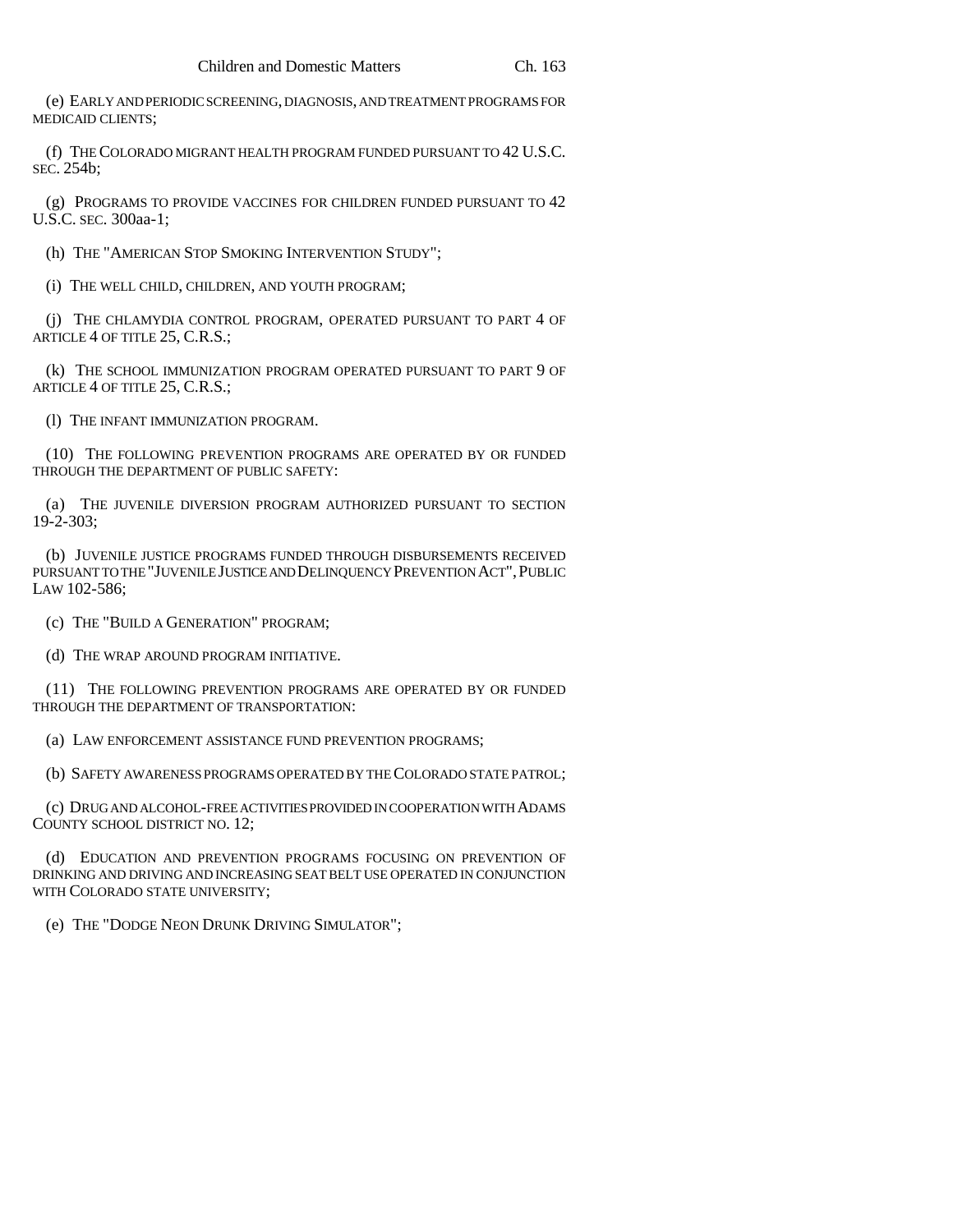(e) EARLY AND PERIODIC SCREENING, DIAGNOSIS, AND TREATMENT PROGRAMS FOR MEDICAID CLIENTS;

(f) THE COLORADO MIGRANT HEALTH PROGRAM FUNDED PURSUANT TO 42 U.S.C. SEC. 254b;

(g) PROGRAMS TO PROVIDE VACCINES FOR CHILDREN FUNDED PURSUANT TO 42 U.S.C. SEC. 300aa-1;

(h) THE "AMERICAN STOP SMOKING INTERVENTION STUDY";

(i) THE WELL CHILD, CHILDREN, AND YOUTH PROGRAM;

(j) THE CHLAMYDIA CONTROL PROGRAM, OPERATED PURSUANT TO PART 4 OF ARTICLE 4 OF TITLE 25, C.R.S.;

(k) THE SCHOOL IMMUNIZATION PROGRAM OPERATED PURSUANT TO PART 9 OF ARTICLE 4 OF TITLE 25, C.R.S.;

(l) THE INFANT IMMUNIZATION PROGRAM.

(10) THE FOLLOWING PREVENTION PROGRAMS ARE OPERATED BY OR FUNDED THROUGH THE DEPARTMENT OF PUBLIC SAFETY:

(a) THE JUVENILE DIVERSION PROGRAM AUTHORIZED PURSUANT TO SECTION 19-2-303;

(b) JUVENILE JUSTICE PROGRAMS FUNDED THROUGH DISBURSEMENTS RECEIVED PURSUANT TO THE "JUVENILE JUSTICE AND DELINQUENCY PREVENTION ACT", PUBLIC LAW 102-586;

(c) THE "BUILD A GENERATION" PROGRAM;

(d) THE WRAP AROUND PROGRAM INITIATIVE.

(11) THE FOLLOWING PREVENTION PROGRAMS ARE OPERATED BY OR FUNDED THROUGH THE DEPARTMENT OF TRANSPORTATION:

(a) LAW ENFORCEMENT ASSISTANCE FUND PREVENTION PROGRAMS;

(b) SAFETY AWARENESS PROGRAMS OPERATED BY THE COLORADO STATE PATROL;

(c) DRUG AND ALCOHOL-FREE ACTIVITIES PROVIDED IN COOPERATION WITH ADAMS COUNTY SCHOOL DISTRICT NO. 12;

(d) EDUCATION AND PREVENTION PROGRAMS FOCUSING ON PREVENTION OF DRINKING AND DRIVING AND INCREASING SEAT BELT USE OPERATED IN CONJUNCTION WITH COLORADO STATE UNIVERSITY;

(e) THE "DODGE NEON DRUNK DRIVING SIMULATOR";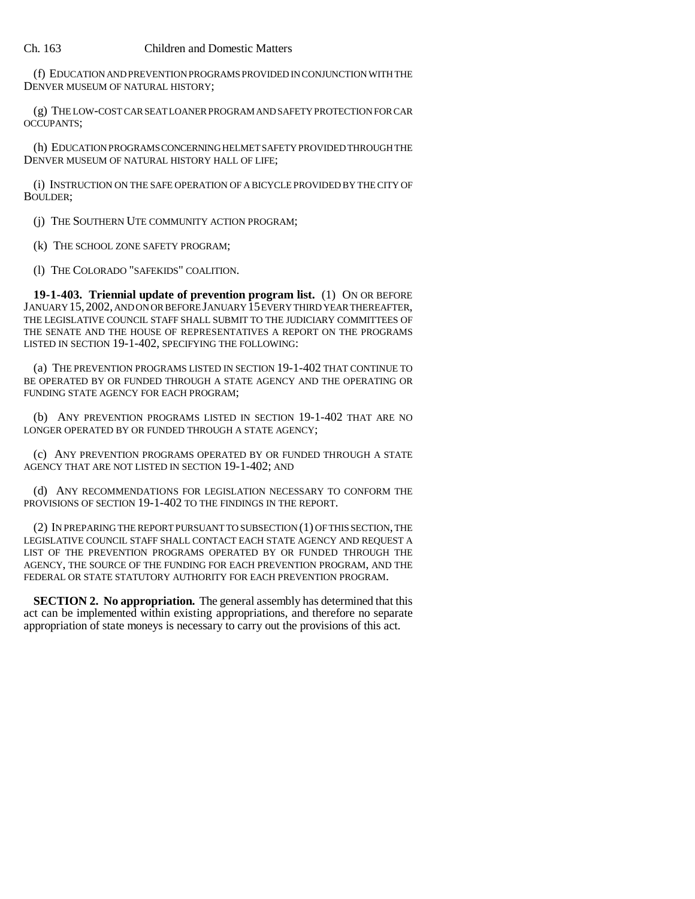(f) EDUCATION AND PREVENTION PROGRAMS PROVIDED IN CONJUNCTION WITH THE DENVER MUSEUM OF NATURAL HISTORY;

(g) THE LOW-COST CAR SEAT LOANER PROGRAM AND SAFETY PROTECTION FOR CAR OCCUPANTS;

(h) EDUCATION PROGRAMS CONCERNING HELMET SAFETY PROVIDED THROUGH THE DENVER MUSEUM OF NATURAL HISTORY HALL OF LIFE;

(i) INSTRUCTION ON THE SAFE OPERATION OF A BICYCLE PROVIDED BY THE CITY OF BOULDER;

(j) THE SOUTHERN UTE COMMUNITY ACTION PROGRAM;

(k) THE SCHOOL ZONE SAFETY PROGRAM;

(l) THE COLORADO "SAFEKIDS" COALITION.

**19-1-403. Triennial update of prevention program list.** (1) ON OR BEFORE JANUARY 15, 2002, AND ON OR BEFORE JANUARY 15 EVERY THIRD YEAR THEREAFTER, THE LEGISLATIVE COUNCIL STAFF SHALL SUBMIT TO THE JUDICIARY COMMITTEES OF THE SENATE AND THE HOUSE OF REPRESENTATIVES A REPORT ON THE PROGRAMS LISTED IN SECTION 19-1-402, SPECIFYING THE FOLLOWING:

(a) THE PREVENTION PROGRAMS LISTED IN SECTION 19-1-402 THAT CONTINUE TO BE OPERATED BY OR FUNDED THROUGH A STATE AGENCY AND THE OPERATING OR FUNDING STATE AGENCY FOR EACH PROGRAM;

(b) ANY PREVENTION PROGRAMS LISTED IN SECTION 19-1-402 THAT ARE NO LONGER OPERATED BY OR FUNDED THROUGH A STATE AGENCY;

(c) ANY PREVENTION PROGRAMS OPERATED BY OR FUNDED THROUGH A STATE AGENCY THAT ARE NOT LISTED IN SECTION 19-1-402; AND

(d) ANY RECOMMENDATIONS FOR LEGISLATION NECESSARY TO CONFORM THE PROVISIONS OF SECTION 19-1-402 TO THE FINDINGS IN THE REPORT.

(2) IN PREPARING THE REPORT PURSUANT TO SUBSECTION (1) OF THIS SECTION, THE LEGISLATIVE COUNCIL STAFF SHALL CONTACT EACH STATE AGENCY AND REQUEST A LIST OF THE PREVENTION PROGRAMS OPERATED BY OR FUNDED THROUGH THE AGENCY, THE SOURCE OF THE FUNDING FOR EACH PREVENTION PROGRAM, AND THE FEDERAL OR STATE STATUTORY AUTHORITY FOR EACH PREVENTION PROGRAM.

**SECTION 2. No appropriation.** The general assembly has determined that this act can be implemented within existing appropriations, and therefore no separate appropriation of state moneys is necessary to carry out the provisions of this act.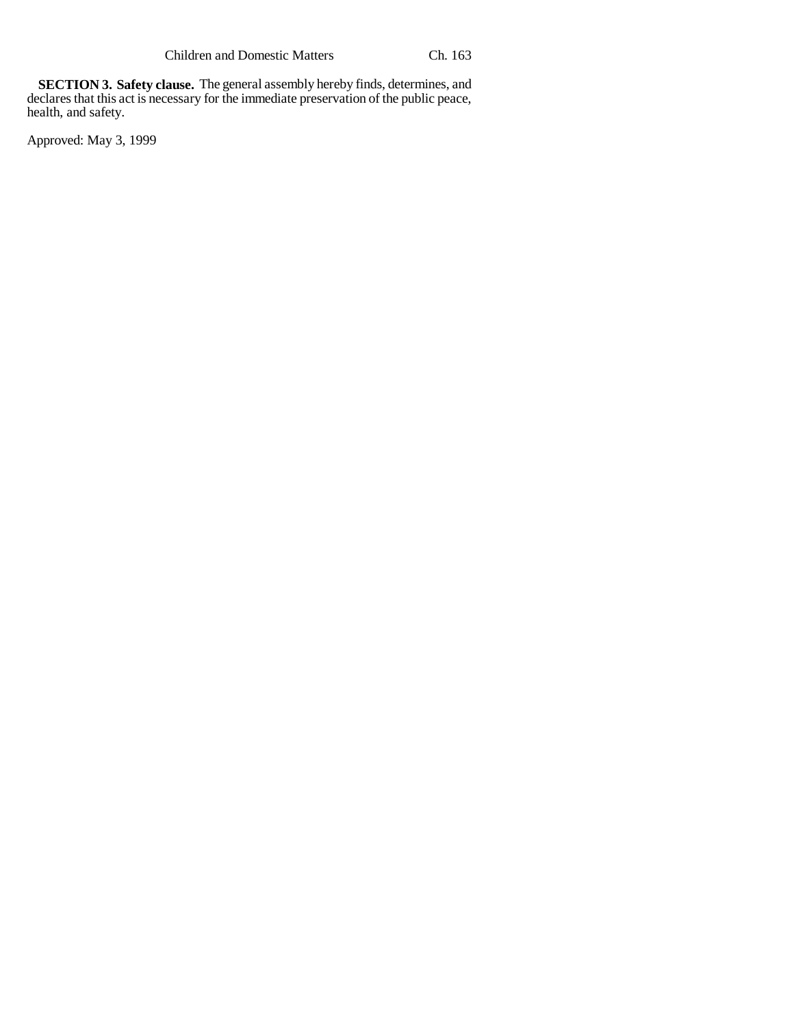**SECTION 3. Safety clause.** The general assembly hereby finds, determines, and declares that this act is necessary for the immediate preservation of the public peace, health, and safety.

Approved: May 3, 1999